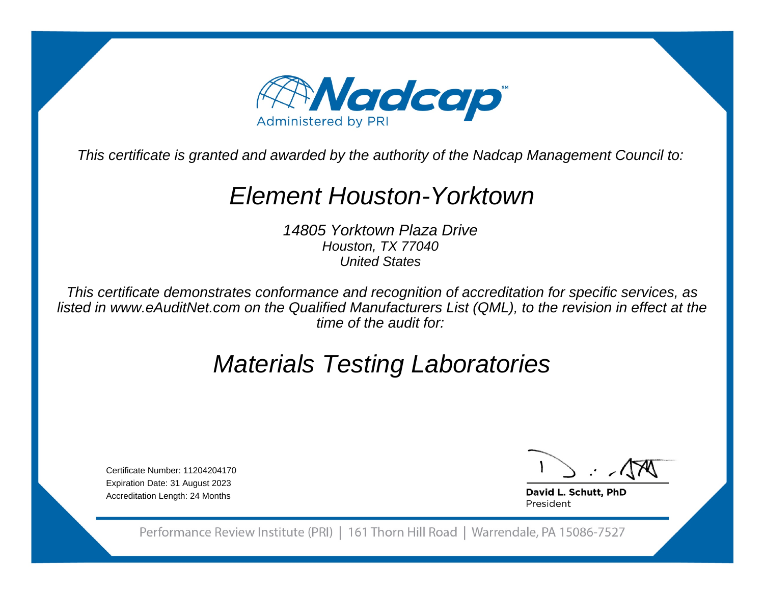# Nadcap

Administered by PRI

*This certificate is granted and awarded by the authority of the Nadcap Management Council to:*

## *Element Houston-Yorktown*

*14805 Yorktown Plaza Drive*
*Houston, TX 77040*
*United States*

*This certificate demonstrates conformance and recognition of accreditation for specific services, as listed in www.eAuditNet.com on the Qualified Manufacturers List (QML), to the revision in effect at the time of the audit for:*

## *Materials Testing Laboratories*

Certificate Number: 11204204170
Expiration Date: 31 August 2023
Accreditation Length: 24 Months

**David L. Schutt, PhD**
President

Performance Review Institute (PRI) | 161 Thorn Hill Road | Warrendale, PA 15086-7527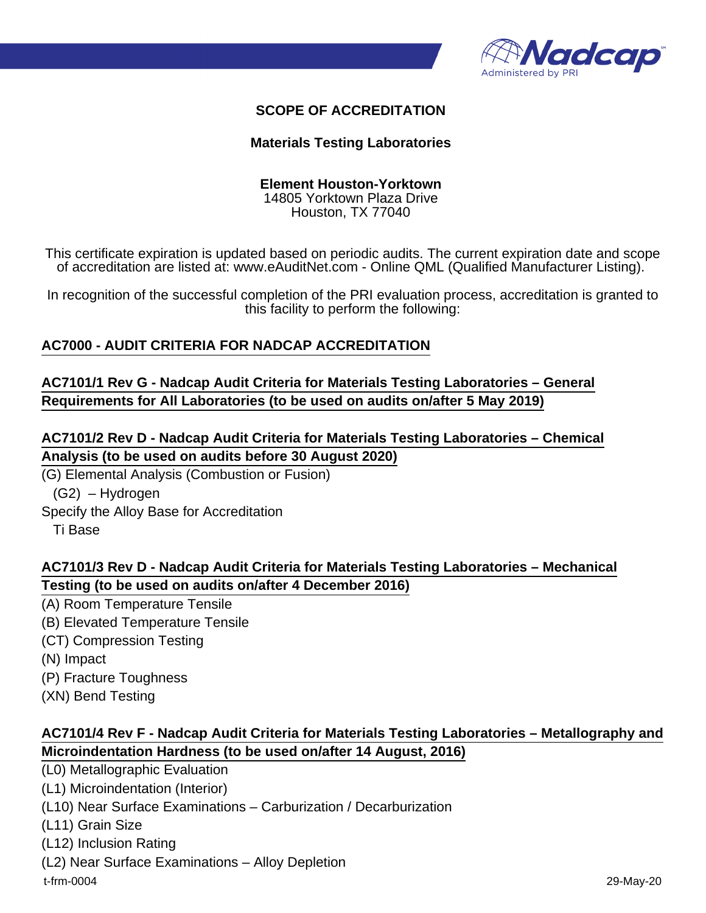# SCOPE OF ACCREDITATION

## Materials Testing Laboratories

**Element Houston-Yorktown**
14805 Yorktown Plaza Drive
Houston, TX 77040

This certificate expiration is updated based on periodic audits. The current expiration date and scope of accreditation are listed at: www.eAuditNet.com - Online QML (Qualified Manufacturer Listing).

In recognition of the successful completion of the PRI evaluation process, accreditation is granted to this facility to perform the following:

### AC7000 - AUDIT CRITERIA FOR NADCAP ACCREDITATION

### AC7101/1 Rev G - Nadcap Audit Criteria for Materials Testing Laboratories – General Requirements for All Laboratories (to be used on audits on/after 5 May 2019)

### AC7101/2 Rev D - Nadcap Audit Criteria for Materials Testing Laboratories – Chemical Analysis (to be used on audits before 30 August 2020)

(G) Elemental Analysis (Combustion or Fusion)
  (G2) – Hydrogen
Specify the Alloy Base for Accreditation
  Ti Base

### AC7101/3 Rev D - Nadcap Audit Criteria for Materials Testing Laboratories – Mechanical Testing (to be used on audits on/after 4 December 2016)

(A) Room Temperature Tensile
(B) Elevated Temperature Tensile
(CT) Compression Testing
(N) Impact
(P) Fracture Toughness
(XN) Bend Testing

### AC7101/4 Rev F - Nadcap Audit Criteria for Materials Testing Laboratories – Metallography and Microindentation Hardness (to be used on/after 14 August, 2016)

(L0) Metallographic Evaluation
(L1) Microindentation (Interior)
(L10) Near Surface Examinations – Carburization / Decarburization
(L11) Grain Size
(L12) Inclusion Rating
(L2) Near Surface Examinations – Alloy Depletion

t-frm-0004 29-May-20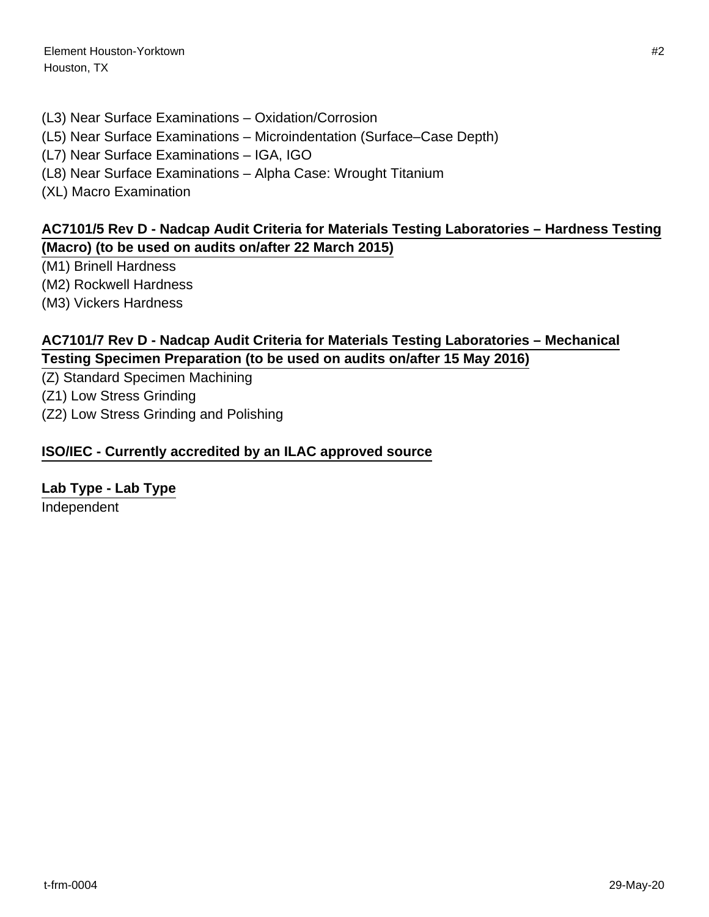(L3) Near Surface Examinations – Oxidation/Corrosion
(L5) Near Surface Examinations – Microindentation (Surface–Case Depth)
(L7) Near Surface Examinations – IGA, IGO
(L8) Near Surface Examinations – Alpha Case: Wrought Titanium
(XL) Macro Examination

**AC7101/5 Rev D - Nadcap Audit Criteria for Materials Testing Laboratories – Hardness Testing (Macro) (to be used on audits on/after 22 March 2015)**

(M1) Brinell Hardness
(M2) Rockwell Hardness
(M3) Vickers Hardness

**AC7101/7 Rev D - Nadcap Audit Criteria for Materials Testing Laboratories – Mechanical Testing Specimen Preparation (to be used on audits on/after 15 May 2016)**

(Z) Standard Specimen Machining
(Z1) Low Stress Grinding
(Z2) Low Stress Grinding and Polishing

**ISO/IEC - Currently accredited by an ILAC approved source**

**Lab Type - Lab Type**

Independent